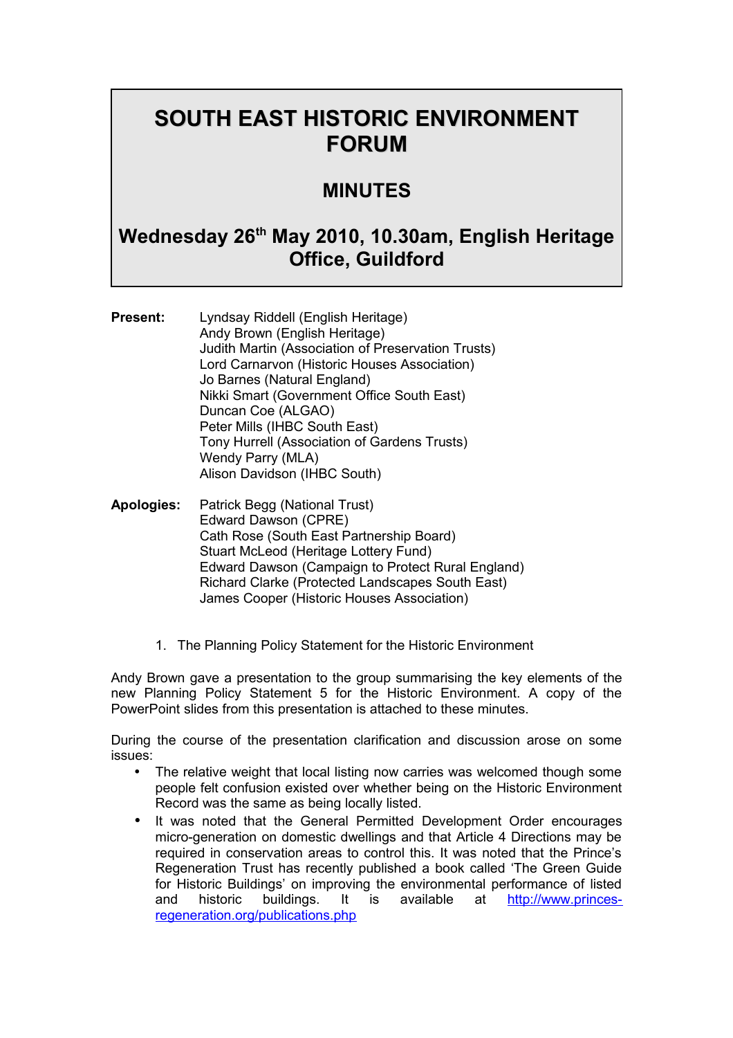# SOUTH EAST HISTORIC ENVIRONMENT FORUM

## MINUTES

## Wednesday 26th May 2010, 10.30am, English Heritage Office, Guildford

**Present:**
Lyndsay Riddell (English Heritage)
Andy Brown (English Heritage)
Judith Martin (Association of Preservation Trusts)
Lord Carnarvon (Historic Houses Association)
Jo Barnes (Natural England)
Nikki Smart (Government Office South East)
Duncan Coe (ALGAO)
Peter Mills (IHBC South East)
Tony Hurrell (Association of Gardens Trusts)
Wendy Parry (MLA)
Alison Davidson (IHBC South)

**Apologies:**
Patrick Begg (National Trust)
Edward Dawson (CPRE)
Cath Rose (South East Partnership Board)
Stuart McLeod (Heritage Lottery Fund)
Edward Dawson (Campaign to Protect Rural England)
Richard Clarke (Protected Landscapes South East)
James Cooper (Historic Houses Association)

1. The Planning Policy Statement for the Historic Environment

Andy Brown gave a presentation to the group summarising the key elements of the new Planning Policy Statement 5 for the Historic Environment. A copy of the PowerPoint slides from this presentation is attached to these minutes.

During the course of the presentation clarification and discussion arose on some issues:

- The relative weight that local listing now carries was welcomed though some people felt confusion existed over whether being on the Historic Environment Record was the same as being locally listed.
- It was noted that the General Permitted Development Order encourages micro-generation on domestic dwellings and that Article 4 Directions may be required in conservation areas to control this. It was noted that the Prince's Regeneration Trust has recently published a book called 'The Green Guide for Historic Buildings' on improving the environmental performance of listed and historic buildings. It is available at http://www.princes-regeneration.org/publications.php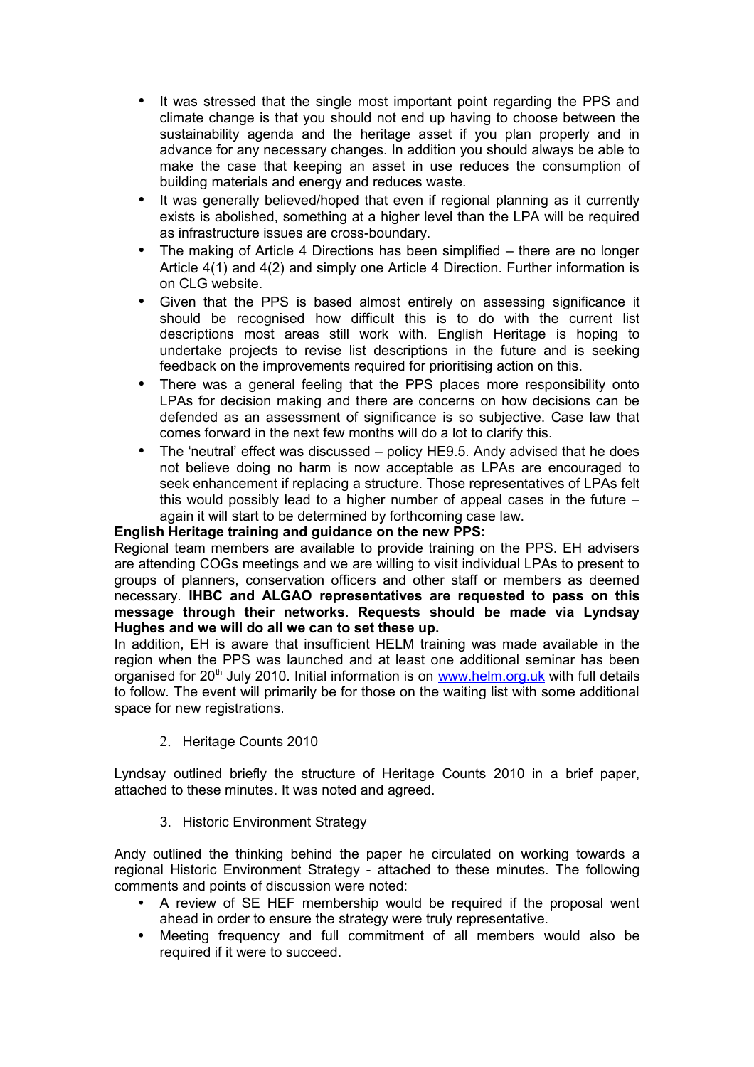- It was stressed that the single most important point regarding the PPS and climate change is that you should not end up having to choose between the sustainability agenda and the heritage asset if you plan properly and in advance for any necessary changes. In addition you should always be able to make the case that keeping an asset in use reduces the consumption of building materials and energy and reduces waste.
- It was generally believed/hoped that even if regional planning as it currently exists is abolished, something at a higher level than the LPA will be required as infrastructure issues are cross-boundary.
- The making of Article 4 Directions has been simplified – there are no longer Article 4(1) and 4(2) and simply one Article 4 Direction. Further information is on CLG website.
- Given that the PPS is based almost entirely on assessing significance it should be recognised how difficult this is to do with the current list descriptions most areas still work with. English Heritage is hoping to undertake projects to revise list descriptions in the future and is seeking feedback on the improvements required for prioritising action on this.
- There was a general feeling that the PPS places more responsibility onto LPAs for decision making and there are concerns on how decisions can be defended as an assessment of significance is so subjective. Case law that comes forward in the next few months will do a lot to clarify this.
- The 'neutral' effect was discussed – policy HE9.5. Andy advised that he does not believe doing no harm is now acceptable as LPAs are encouraged to seek enhancement if replacing a structure. Those representatives of LPAs felt this would possibly lead to a higher number of appeal cases in the future – again it will start to be determined by forthcoming case law.

**English Heritage training and guidance on the new PPS:**

Regional team members are available to provide training on the PPS. EH advisers are attending COGs meetings and we are willing to visit individual LPAs to present to groups of planners, conservation officers and other staff or members as deemed necessary. **IHBC and ALGAO representatives are requested to pass on this message through their networks. Requests should be made via Lyndsay Hughes and we will do all we can to set these up.**

In addition, EH is aware that insufficient HELM training was made available in the region when the PPS was launched and at least one additional seminar has been organised for 20th July 2010. Initial information is on www.helm.org.uk with full details to follow. The event will primarily be for those on the waiting list with some additional space for new registrations.

2. Heritage Counts 2010

Lyndsay outlined briefly the structure of Heritage Counts 2010 in a brief paper, attached to these minutes. It was noted and agreed.

3. Historic Environment Strategy

Andy outlined the thinking behind the paper he circulated on working towards a regional Historic Environment Strategy - attached to these minutes. The following comments and points of discussion were noted:

- A review of SE HEF membership would be required if the proposal went ahead in order to ensure the strategy were truly representative.
- Meeting frequency and full commitment of all members would also be required if it were to succeed.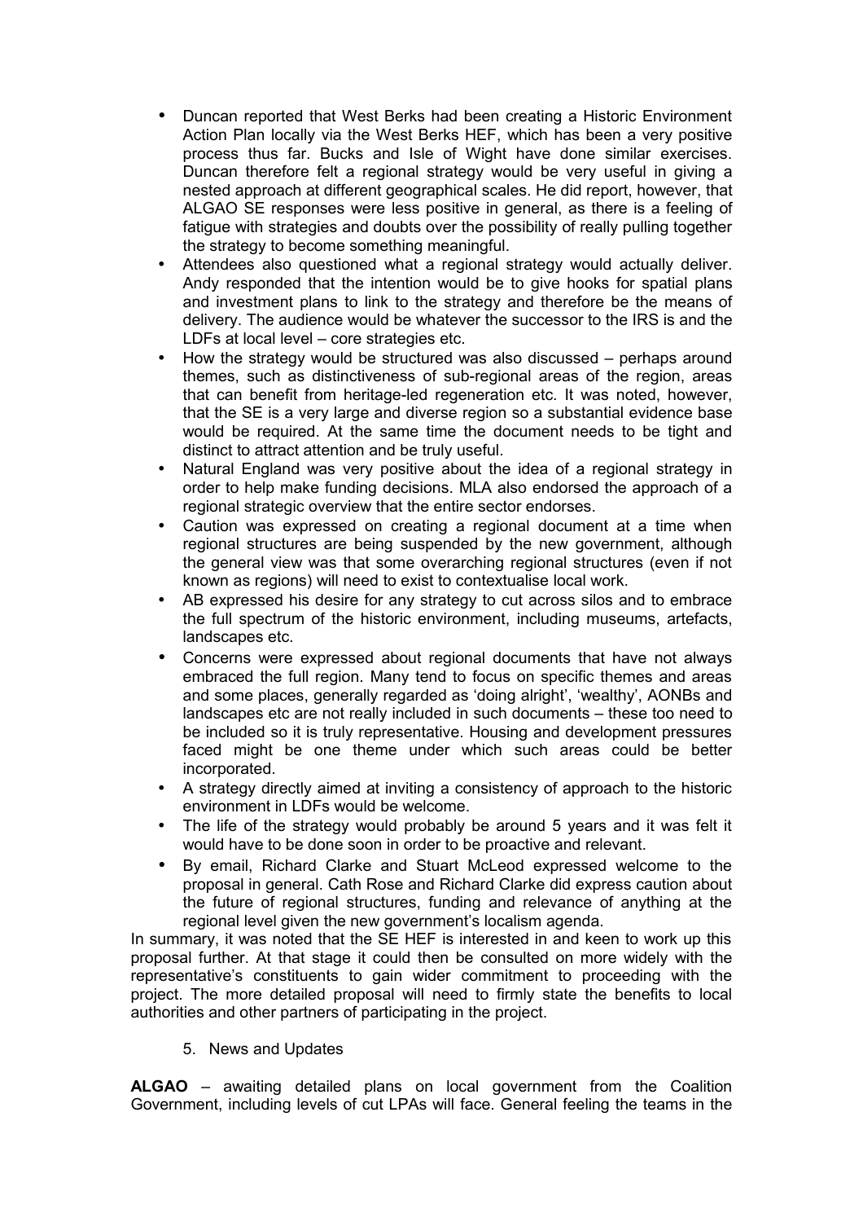- Duncan reported that West Berks had been creating a Historic Environment Action Plan locally via the West Berks HEF, which has been a very positive process thus far. Bucks and Isle of Wight have done similar exercises. Duncan therefore felt a regional strategy would be very useful in giving a nested approach at different geographical scales. He did report, however, that ALGAO SE responses were less positive in general, as there is a feeling of fatigue with strategies and doubts over the possibility of really pulling together the strategy to become something meaningful.
- Attendees also questioned what a regional strategy would actually deliver. Andy responded that the intention would be to give hooks for spatial plans and investment plans to link to the strategy and therefore be the means of delivery. The audience would be whatever the successor to the IRS is and the LDFs at local level – core strategies etc.
- How the strategy would be structured was also discussed – perhaps around themes, such as distinctiveness of sub-regional areas of the region, areas that can benefit from heritage-led regeneration etc. It was noted, however, that the SE is a very large and diverse region so a substantial evidence base would be required. At the same time the document needs to be tight and distinct to attract attention and be truly useful.
- Natural England was very positive about the idea of a regional strategy in order to help make funding decisions. MLA also endorsed the approach of a regional strategic overview that the entire sector endorses.
- Caution was expressed on creating a regional document at a time when regional structures are being suspended by the new government, although the general view was that some overarching regional structures (even if not known as regions) will need to exist to contextualise local work.
- AB expressed his desire for any strategy to cut across silos and to embrace the full spectrum of the historic environment, including museums, artefacts, landscapes etc.
- Concerns were expressed about regional documents that have not always embraced the full region. Many tend to focus on specific themes and areas and some places, generally regarded as 'doing alright', 'wealthy', AONBs and landscapes etc are not really included in such documents – these too need to be included so it is truly representative. Housing and development pressures faced might be one theme under which such areas could be better incorporated.
- A strategy directly aimed at inviting a consistency of approach to the historic environment in LDFs would be welcome.
- The life of the strategy would probably be around 5 years and it was felt it would have to be done soon in order to be proactive and relevant.
- By email, Richard Clarke and Stuart McLeod expressed welcome to the proposal in general. Cath Rose and Richard Clarke did express caution about the future of regional structures, funding and relevance of anything at the regional level given the new government's localism agenda.

In summary, it was noted that the SE HEF is interested in and keen to work up this proposal further. At that stage it could then be consulted on more widely with the representative's constituents to gain wider commitment to proceeding with the project. The more detailed proposal will need to firmly state the benefits to local authorities and other partners of participating in the project.

5. News and Updates

**ALGAO** – awaiting detailed plans on local government from the Coalition Government, including levels of cut LPAs will face. General feeling the teams in the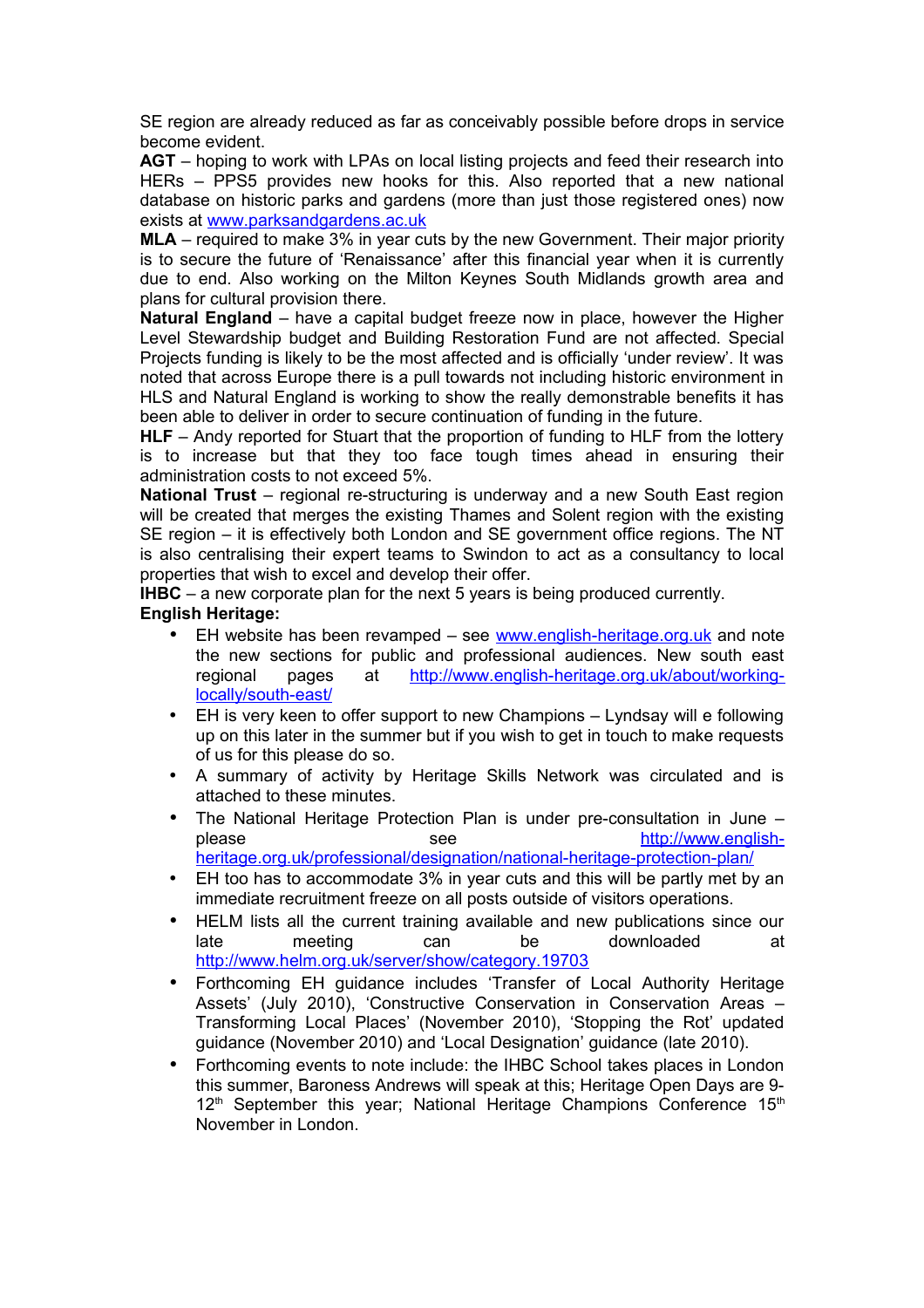SE region are already reduced as far as conceivably possible before drops in service become evident.

**AGT** – hoping to work with LPAs on local listing projects and feed their research into HERs – PPS5 provides new hooks for this. Also reported that a new national database on historic parks and gardens (more than just those registered ones) now exists at www.parksandgardens.ac.uk

**MLA** – required to make 3% in year cuts by the new Government. Their major priority is to secure the future of 'Renaissance' after this financial year when it is currently due to end. Also working on the Milton Keynes South Midlands growth area and plans for cultural provision there.

**Natural England** – have a capital budget freeze now in place, however the Higher Level Stewardship budget and Building Restoration Fund are not affected. Special Projects funding is likely to be the most affected and is officially 'under review'. It was noted that across Europe there is a pull towards not including historic environment in HLS and Natural England is working to show the really demonstrable benefits it has been able to deliver in order to secure continuation of funding in the future.

**HLF** – Andy reported for Stuart that the proportion of funding to HLF from the lottery is to increase but that they too face tough times ahead in ensuring their administration costs to not exceed 5%.

**National Trust** – regional re-structuring is underway and a new South East region will be created that merges the existing Thames and Solent region with the existing SE region – it is effectively both London and SE government office regions. The NT is also centralising their expert teams to Swindon to act as a consultancy to local properties that wish to excel and develop their offer.

**IHBC** – a new corporate plan for the next 5 years is being produced currently.

**English Heritage:**

- EH website has been revamped – see www.english-heritage.org.uk and note the new sections for public and professional audiences. New south east regional pages at http://www.english-heritage.org.uk/about/working-locally/south-east/
- EH is very keen to offer support to new Champions – Lyndsay will e following up on this later in the summer but if you wish to get in touch to make requests of us for this please do so.
- A summary of activity by Heritage Skills Network was circulated and is attached to these minutes.
- The National Heritage Protection Plan is under pre-consultation in June – please see http://www.english-heritage.org.uk/professional/designation/national-heritage-protection-plan/
- EH too has to accommodate 3% in year cuts and this will be partly met by an immediate recruitment freeze on all posts outside of visitors operations.
- HELM lists all the current training available and new publications since our late meeting can be downloaded at http://www.helm.org.uk/server/show/category.19703
- Forthcoming EH guidance includes 'Transfer of Local Authority Heritage Assets' (July 2010), 'Constructive Conservation in Conservation Areas – Transforming Local Places' (November 2010), 'Stopping the Rot' updated guidance (November 2010) and 'Local Designation' guidance (late 2010).
- Forthcoming events to note include: the IHBC School takes places in London this summer, Baroness Andrews will speak at this; Heritage Open Days are 9-12th September this year; National Heritage Champions Conference 15th November in London.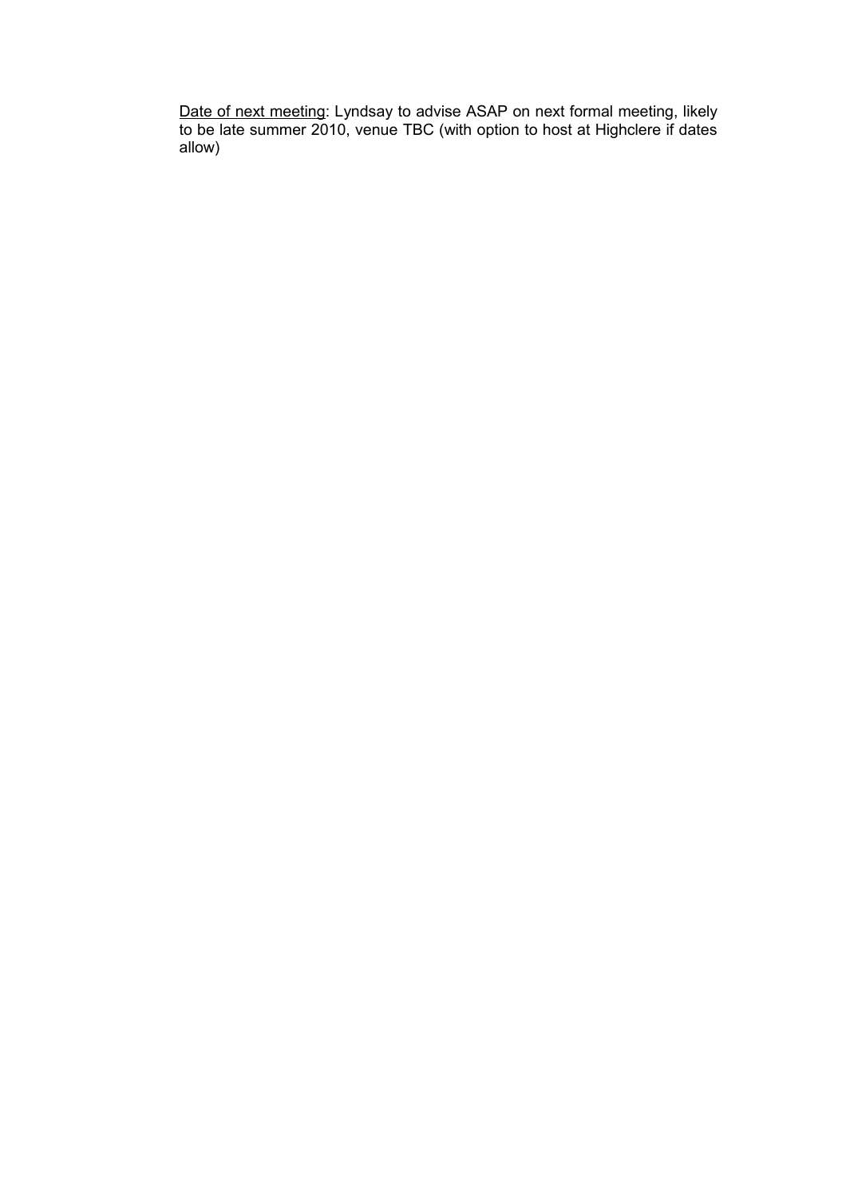<u>Date of next meeting</u>: Lyndsay to advise ASAP on next formal meeting, likely to be late summer 2010, venue TBC (with option to host at Highclere if dates allow)